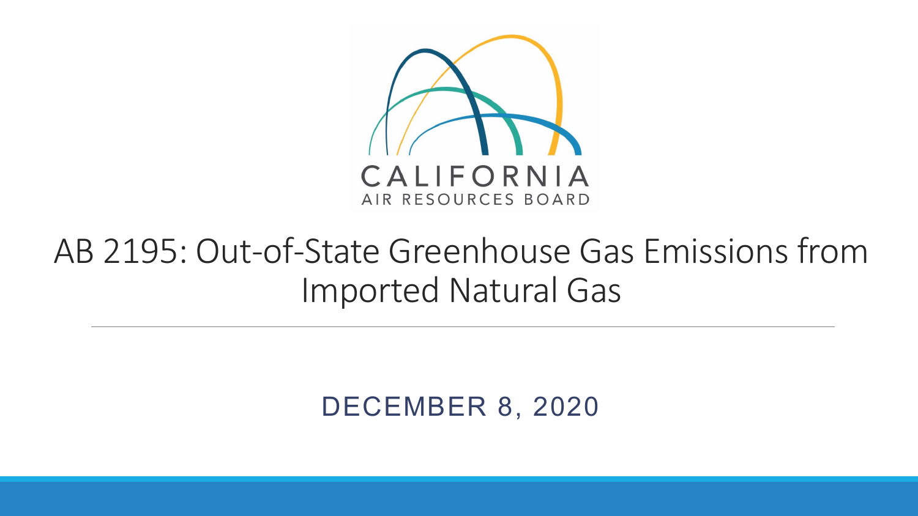CALIFORNIA
AIR RESOURCES BOARD

# AB 2195: Out-of-State Greenhouse Gas Emissions from Imported Natural Gas

---

DECEMBER 8, 2020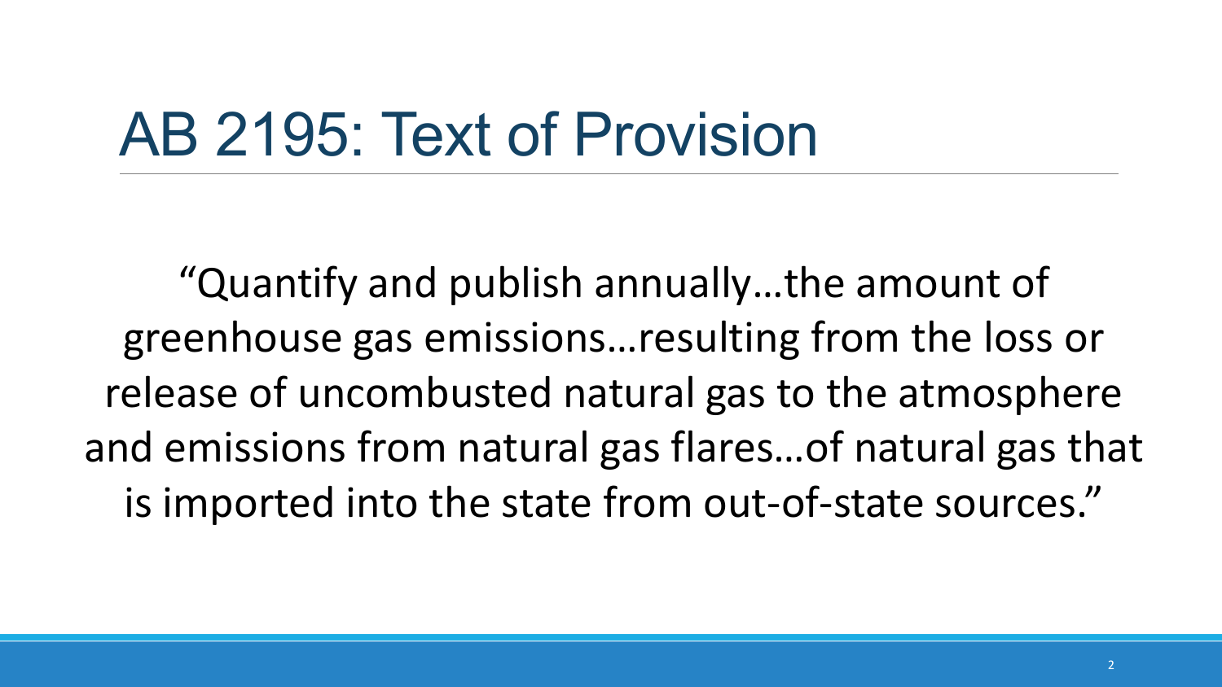# AB 2195: Text of Provision

"Quantify and publish annually…the amount of greenhouse gas emissions…resulting from the loss or release of uncombusted natural gas to the atmosphere and emissions from natural gas flares…of natural gas that is imported into the state from out-of-state sources."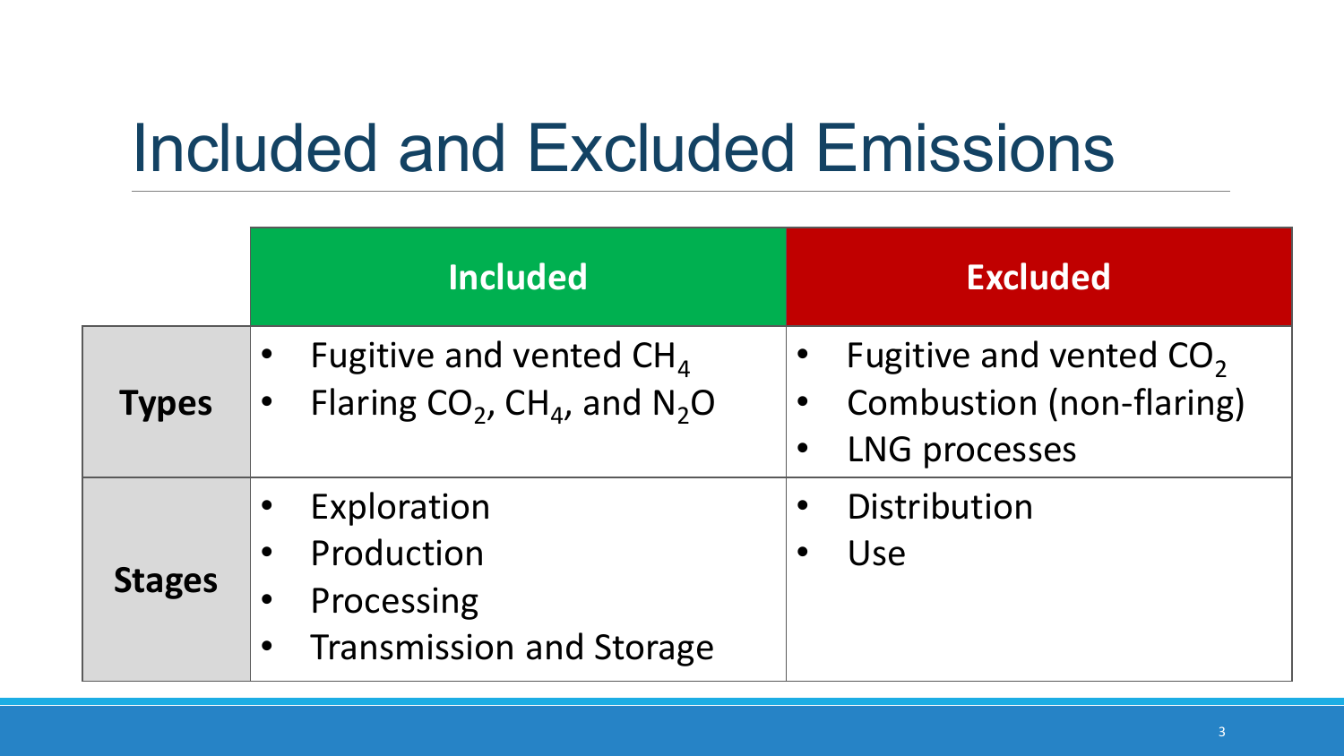# Included and Excluded Emissions

| | Included | Excluded |
|---|---|---|
| **Types** | • Fugitive and vented $CH_4$<br>• Flaring $CO_2$, $CH_4$, and $N_2O$ | • Fugitive and vented $CO_2$<br>• Combustion (non-flaring)<br>• LNG processes |
| **Stages** | • Exploration<br>• Production<br>• Processing<br>• Transmission and Storage | • Distribution<br>• Use |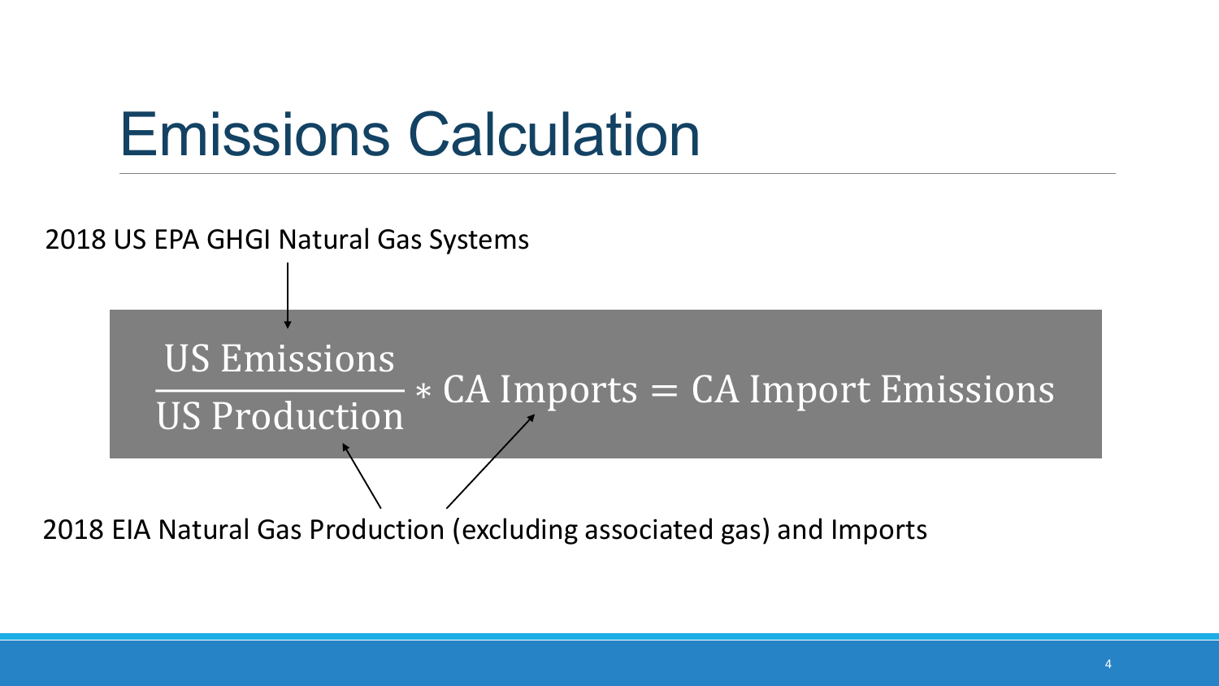# Emissions Calculation

2018 US EPA GHGI Natural Gas Systems

$$\frac{\text{US Emissions}}{\text{US Production}} * \text{CA Imports} = \text{CA Import Emissions}$$

2018 EIA Natural Gas Production (excluding associated gas) and Imports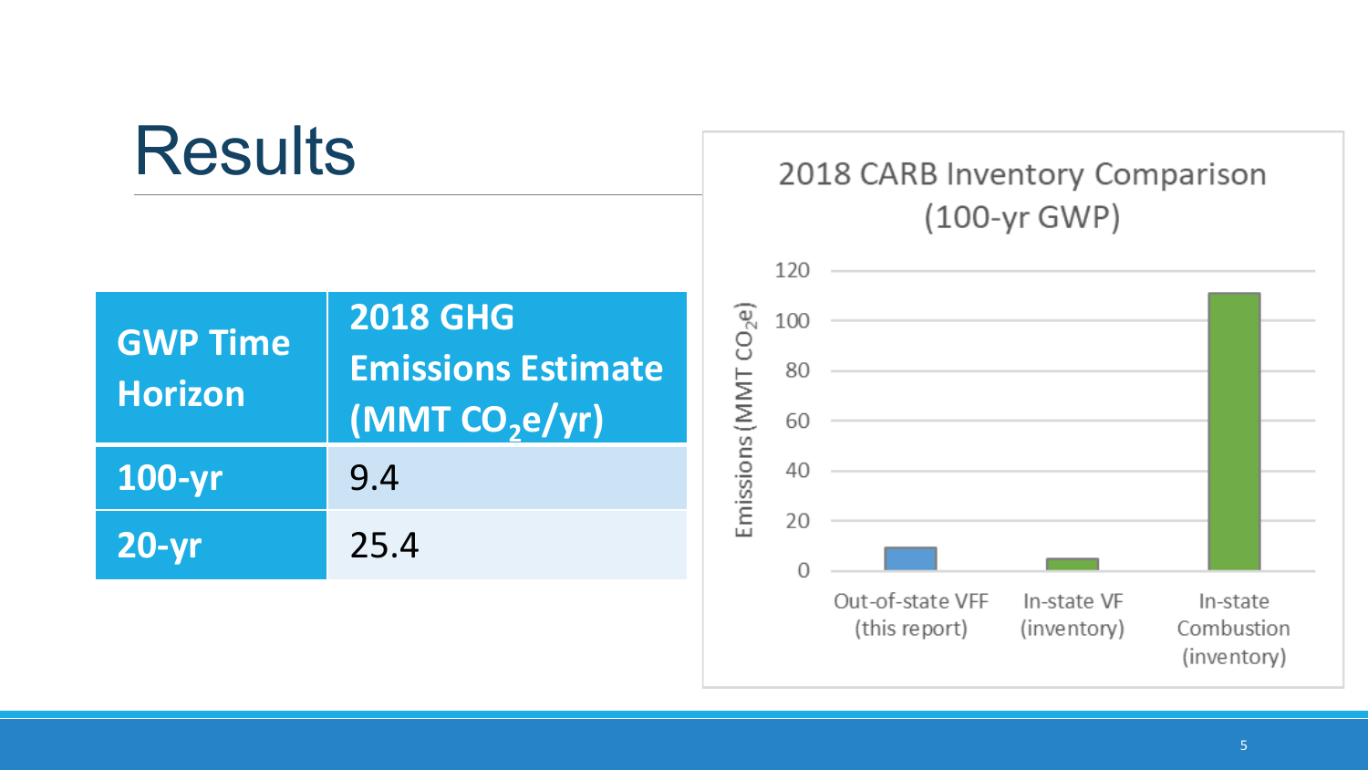# Results

| GWP Time Horizon | 2018 GHG Emissions Estimate (MMT $CO_2e$/yr) |
|---|---|
| 100-yr | 9.4 |
| 20-yr | 25.4 |

2018 CARB Inventory Comparison (100-yr GWP)

Emissions (MMT $CO_2e$)

120
100
80
60
40
20
0

Out-of-state VFF (this report)

In-state VF (inventory)

In-state Combustion (inventory)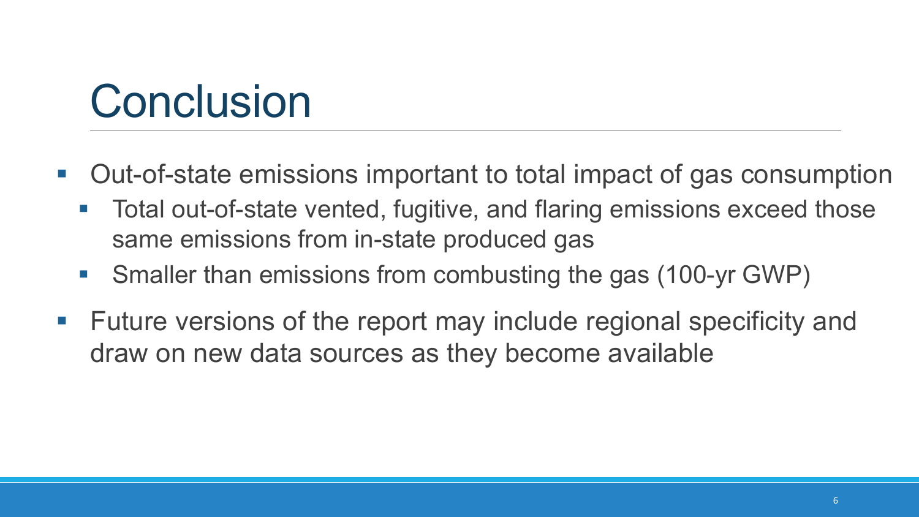# Conclusion

- Out-of-state emissions important to total impact of gas consumption
  - Total out-of-state vented, fugitive, and flaring emissions exceed those same emissions from in-state produced gas
  - Smaller than emissions from combusting the gas (100-yr GWP)
- Future versions of the report may include regional specificity and draw on new data sources as they become available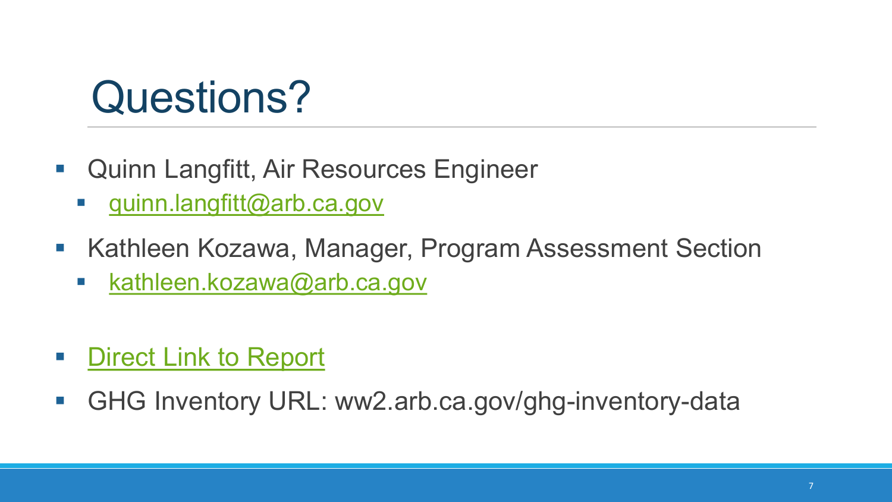# Questions?

- Quinn Langfitt, Air Resources Engineer
  - quinn.langfitt@arb.ca.gov
- Kathleen Kozawa, Manager, Program Assessment Section
  - kathleen.kozawa@arb.ca.gov

- Direct Link to Report
- GHG Inventory URL: ww2.arb.ca.gov/ghg-inventory-data